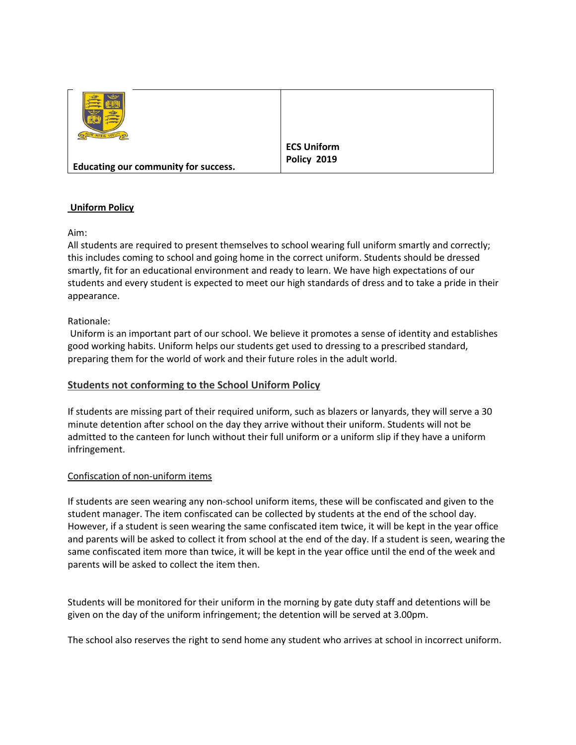| Educating our community for success. | **ECS Uniform Policy 2019** |
|---|---|

## Uniform Policy

Aim:
All students are required to present themselves to school wearing full uniform smartly and correctly; this includes coming to school and going home in the correct uniform. Students should be dressed smartly, fit for an educational environment and ready to learn. We have high expectations of our students and every student is expected to meet our high standards of dress and to take a pride in their appearance.

Rationale:
Uniform is an important part of our school. We believe it promotes a sense of identity and establishes good working habits. Uniform helps our students get used to dressing to a prescribed standard, preparing them for the world of work and their future roles in the adult world.

### Students not conforming to the School Uniform Policy

If students are missing part of their required uniform, such as blazers or lanyards, they will serve a 30 minute detention after school on the day they arrive without their uniform. Students will not be admitted to the canteen for lunch without their full uniform or a uniform slip if they have a uniform infringement.

#### Confiscation of non-uniform items

If students are seen wearing any non-school uniform items, these will be confiscated and given to the student manager. The item confiscated can be collected by students at the end of the school day. However, if a student is seen wearing the same confiscated item twice, it will be kept in the year office and parents will be asked to collect it from school at the end of the day. If a student is seen, wearing the same confiscated item more than twice, it will be kept in the year office until the end of the week and parents will be asked to collect the item then.

Students will be monitored for their uniform in the morning by gate duty staff and detentions will be given on the day of the uniform infringement; the detention will be served at 3.00pm.

The school also reserves the right to send home any student who arrives at school in incorrect uniform.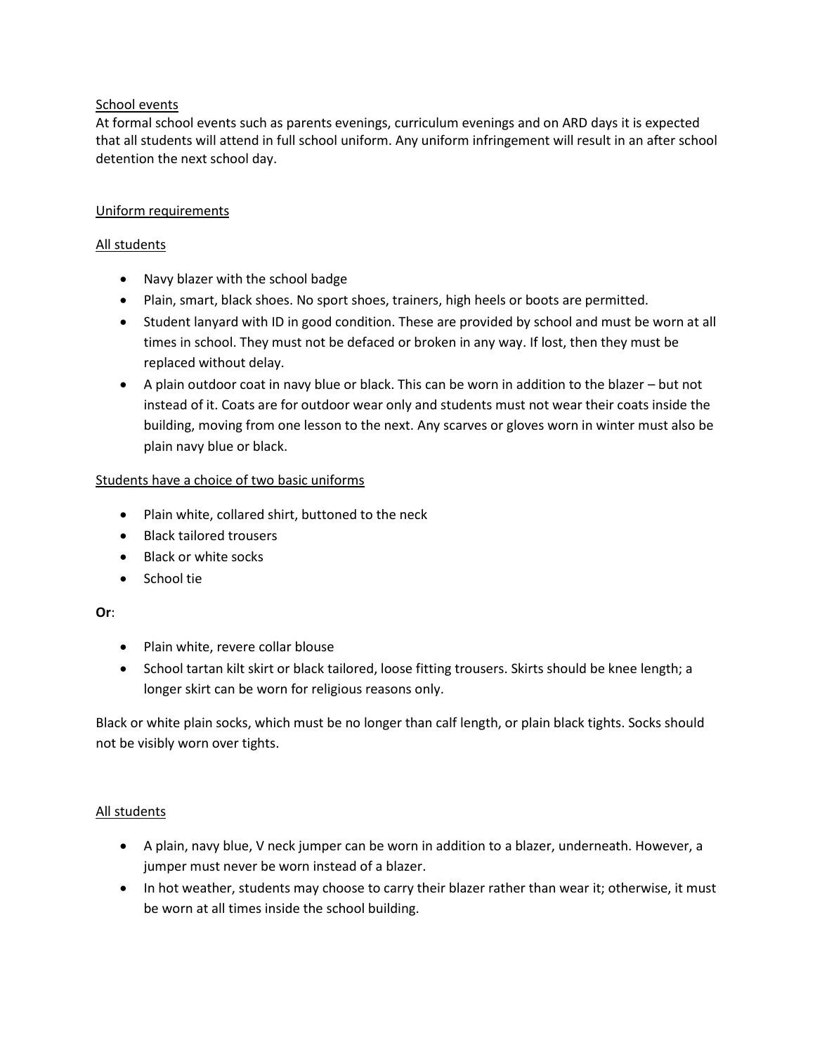## School events

At formal school events such as parents evenings, curriculum evenings and on ARD days it is expected that all students will attend in full school uniform. Any uniform infringement will result in an after school detention the next school day.

## Uniform requirements

### All students

- Navy blazer with the school badge
- Plain, smart, black shoes. No sport shoes, trainers, high heels or boots are permitted.
- Student lanyard with ID in good condition. These are provided by school and must be worn at all times in school. They must not be defaced or broken in any way. If lost, then they must be replaced without delay.
- A plain outdoor coat in navy blue or black. This can be worn in addition to the blazer – but not instead of it. Coats are for outdoor wear only and students must not wear their coats inside the building, moving from one lesson to the next. Any scarves or gloves worn in winter must also be plain navy blue or black.

### Students have a choice of two basic uniforms

- Plain white, collared shirt, buttoned to the neck
- Black tailored trousers
- Black or white socks
- School tie

**Or**:

- Plain white, revere collar blouse
- School tartan kilt skirt or black tailored, loose fitting trousers. Skirts should be knee length; a longer skirt can be worn for religious reasons only.

Black or white plain socks, which must be no longer than calf length, or plain black tights. Socks should not be visibly worn over tights.

### All students

- A plain, navy blue, V neck jumper can be worn in addition to a blazer, underneath. However, a jumper must never be worn instead of a blazer.
- In hot weather, students may choose to carry their blazer rather than wear it; otherwise, it must be worn at all times inside the school building.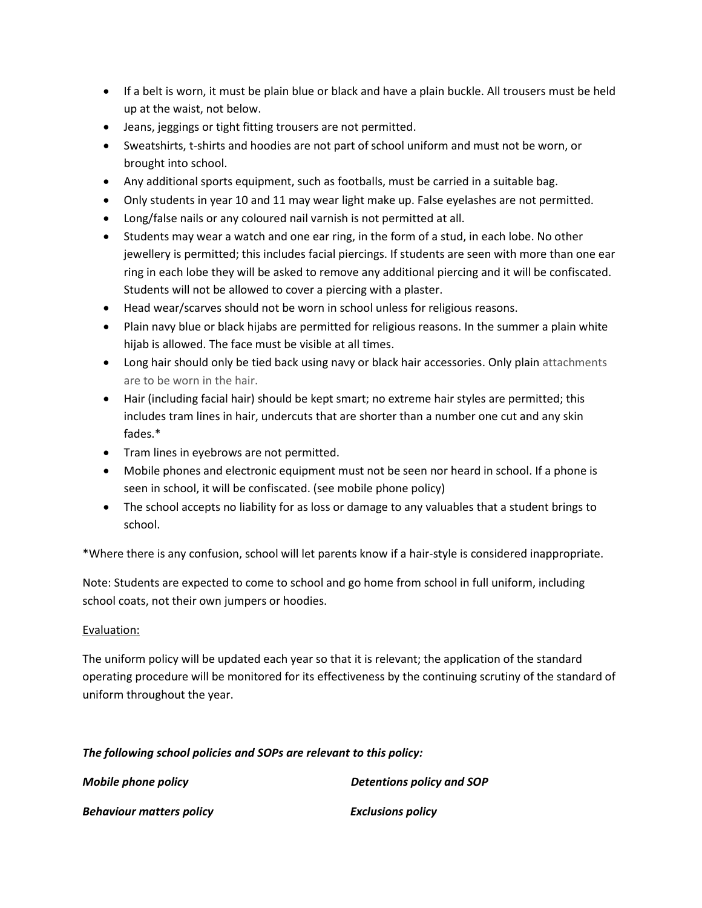- If a belt is worn, it must be plain blue or black and have a plain buckle. All trousers must be held up at the waist, not below.
- Jeans, jeggings or tight fitting trousers are not permitted.
- Sweatshirts, t-shirts and hoodies are not part of school uniform and must not be worn, or brought into school.
- Any additional sports equipment, such as footballs, must be carried in a suitable bag.
- Only students in year 10 and 11 may wear light make up. False eyelashes are not permitted.
- Long/false nails or any coloured nail varnish is not permitted at all.
- Students may wear a watch and one ear ring, in the form of a stud, in each lobe. No other jewellery is permitted; this includes facial piercings. If students are seen with more than one ear ring in each lobe they will be asked to remove any additional piercing and it will be confiscated. Students will not be allowed to cover a piercing with a plaster.
- Head wear/scarves should not be worn in school unless for religious reasons.
- Plain navy blue or black hijabs are permitted for religious reasons. In the summer a plain white hijab is allowed. The face must be visible at all times.
- Long hair should only be tied back using navy or black hair accessories. Only plain attachments are to be worn in the hair.
- Hair (including facial hair) should be kept smart; no extreme hair styles are permitted; this includes tram lines in hair, undercuts that are shorter than a number one cut and any skin fades.*
- Tram lines in eyebrows are not permitted.
- Mobile phones and electronic equipment must not be seen nor heard in school. If a phone is seen in school, it will be confiscated. (see mobile phone policy)
- The school accepts no liability for as loss or damage to any valuables that a student brings to school.

*Where there is any confusion, school will let parents know if a hair-style is considered inappropriate.

Note: Students are expected to come to school and go home from school in full uniform, including school coats, not their own jumpers or hoodies.

<u>Evaluation:</u>

The uniform policy will be updated each year so that it is relevant; the application of the standard operating procedure will be monitored for its effectiveness by the continuing scrutiny of the standard of uniform throughout the year.

***The following school policies and SOPs are relevant to this policy:***

***Mobile phone policy***

***Detentions policy and SOP***

***Behaviour matters policy***

***Exclusions policy***